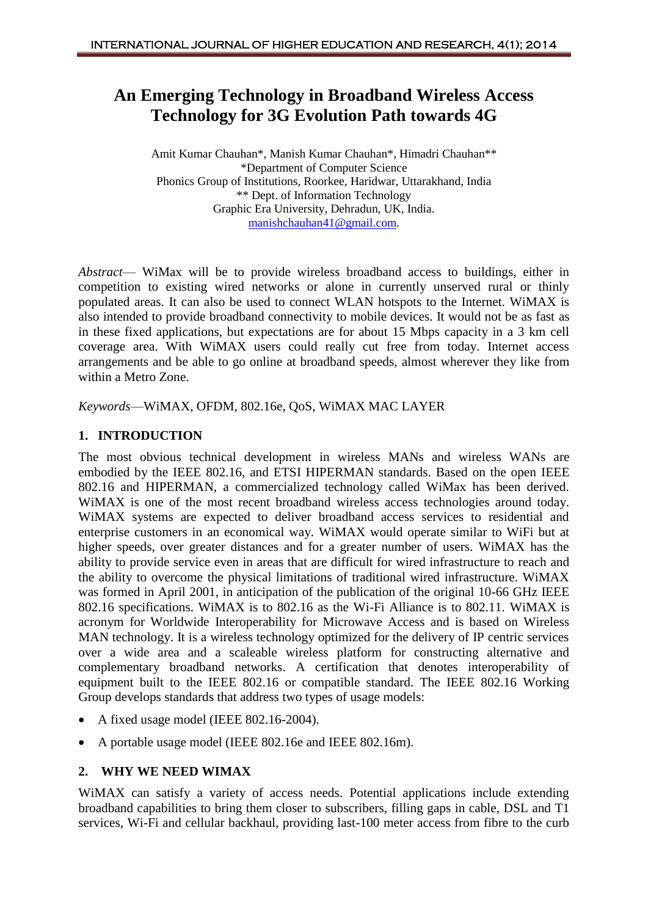# An Emerging Technology in Broadband Wireless Access Technology for 3G Evolution Path towards 4G

Amit Kumar Chauhan*, Manish Kumar Chauhan*, Himadri Chauhan**
*Department of Computer Science
Phonics Group of Institutions, Roorkee, Haridwar, Uttarakhand, India
** Dept. of Information Technology
Graphic Era University, Dehradun, UK, India.
manishchauhan41@gmail.com.

*Abstract*— WiMax will be to provide wireless broadband access to buildings, either in competition to existing wired networks or alone in currently unserved rural or thinly populated areas. It can also be used to connect WLAN hotspots to the Internet. WiMAX is also intended to provide broadband connectivity to mobile devices. It would not be as fast as in these fixed applications, but expectations are for about 15 Mbps capacity in a 3 km cell coverage area. With WiMAX users could really cut free from today. Internet access arrangements and be able to go online at broadband speeds, almost wherever they like from within a Metro Zone.

*Keywords*—WiMAX, OFDM, 802.16e, QoS, WiMAX MAC LAYER

## 1. INTRODUCTION

The most obvious technical development in wireless MANs and wireless WANs are embodied by the IEEE 802.16, and ETSI HIPERMAN standards. Based on the open IEEE 802.16 and HIPERMAN, a commercialized technology called WiMax has been derived. WiMAX is one of the most recent broadband wireless access technologies around today. WiMAX systems are expected to deliver broadband access services to residential and enterprise customers in an economical way. WiMAX would operate similar to WiFi but at higher speeds, over greater distances and for a greater number of users. WiMAX has the ability to provide service even in areas that are difficult for wired infrastructure to reach and the ability to overcome the physical limitations of traditional wired infrastructure. WiMAX was formed in April 2001, in anticipation of the publication of the original 10-66 GHz IEEE 802.16 specifications. WiMAX is to 802.16 as the Wi-Fi Alliance is to 802.11. WiMAX is acronym for Worldwide Interoperability for Microwave Access and is based on Wireless MAN technology. It is a wireless technology optimized for the delivery of IP centric services over a wide area and a scaleable wireless platform for constructing alternative and complementary broadband networks. A certification that denotes interoperability of equipment built to the IEEE 802.16 or compatible standard. The IEEE 802.16 Working Group develops standards that address two types of usage models:

- A fixed usage model (IEEE 802.16-2004).
- A portable usage model (IEEE 802.16e and IEEE 802.16m).

## 2. WHY WE NEED WIMAX

WiMAX can satisfy a variety of access needs. Potential applications include extending broadband capabilities to bring them closer to subscribers, filling gaps in cable, DSL and T1 services, Wi-Fi and cellular backhaul, providing last-100 meter access from fibre to the curb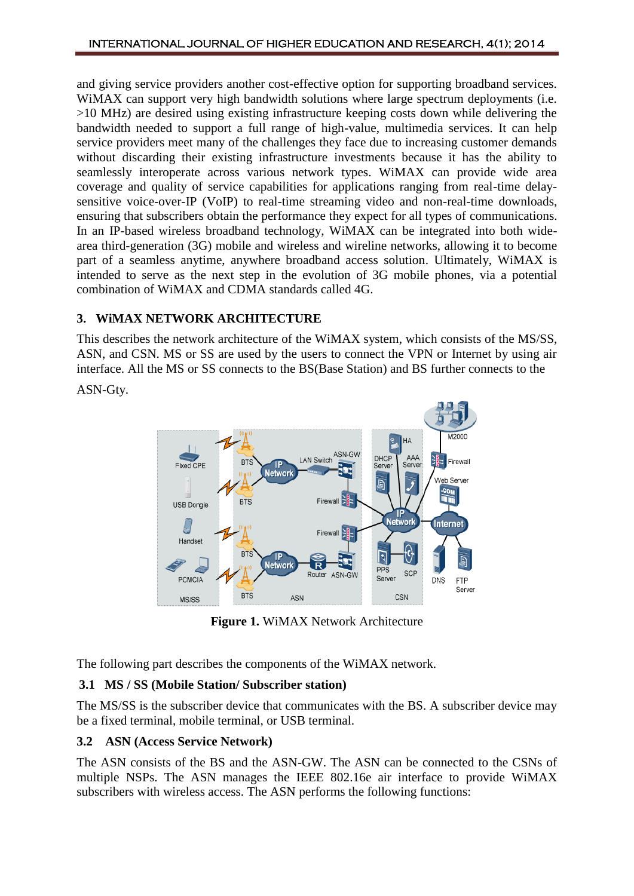and giving service providers another cost-effective option for supporting broadband services. WiMAX can support very high bandwidth solutions where large spectrum deployments (i.e. >10 MHz) are desired using existing infrastructure keeping costs down while delivering the bandwidth needed to support a full range of high-value, multimedia services. It can help service providers meet many of the challenges they face due to increasing customer demands without discarding their existing infrastructure investments because it has the ability to seamlessly interoperate across various network types. WiMAX can provide wide area coverage and quality of service capabilities for applications ranging from real-time delay-sensitive voice-over-IP (VoIP) to real-time streaming video and non-real-time downloads, ensuring that subscribers obtain the performance they expect for all types of communications. In an IP-based wireless broadband technology, WiMAX can be integrated into both wide-area third-generation (3G) mobile and wireless and wireline networks, allowing it to become part of a seamless anytime, anywhere broadband access solution. Ultimately, WiMAX is intended to serve as the next step in the evolution of 3G mobile phones, via a potential combination of WiMAX and CDMA standards called 4G.

## 3. WiMAX NETWORK ARCHITECTURE

This describes the network architecture of the WiMAX system, which consists of the MS/SS, ASN, and CSN. MS or SS are used by the users to connect the VPN or Internet by using air interface. All the MS or SS connects to the BS(Base Station) and BS further connects to the ASN-Gty.

**Figure 1.** WiMAX Network Architecture

The following part describes the components of the WiMAX network.

### 3.1 MS / SS (Mobile Station/ Subscriber station)

The MS/SS is the subscriber device that communicates with the BS. A subscriber device may be a fixed terminal, mobile terminal, or USB terminal.

### 3.2 ASN (Access Service Network)

The ASN consists of the BS and the ASN-GW. The ASN can be connected to the CSNs of multiple NSPs. The ASN manages the IEEE 802.16e air interface to provide WiMAX subscribers with wireless access. The ASN performs the following functions: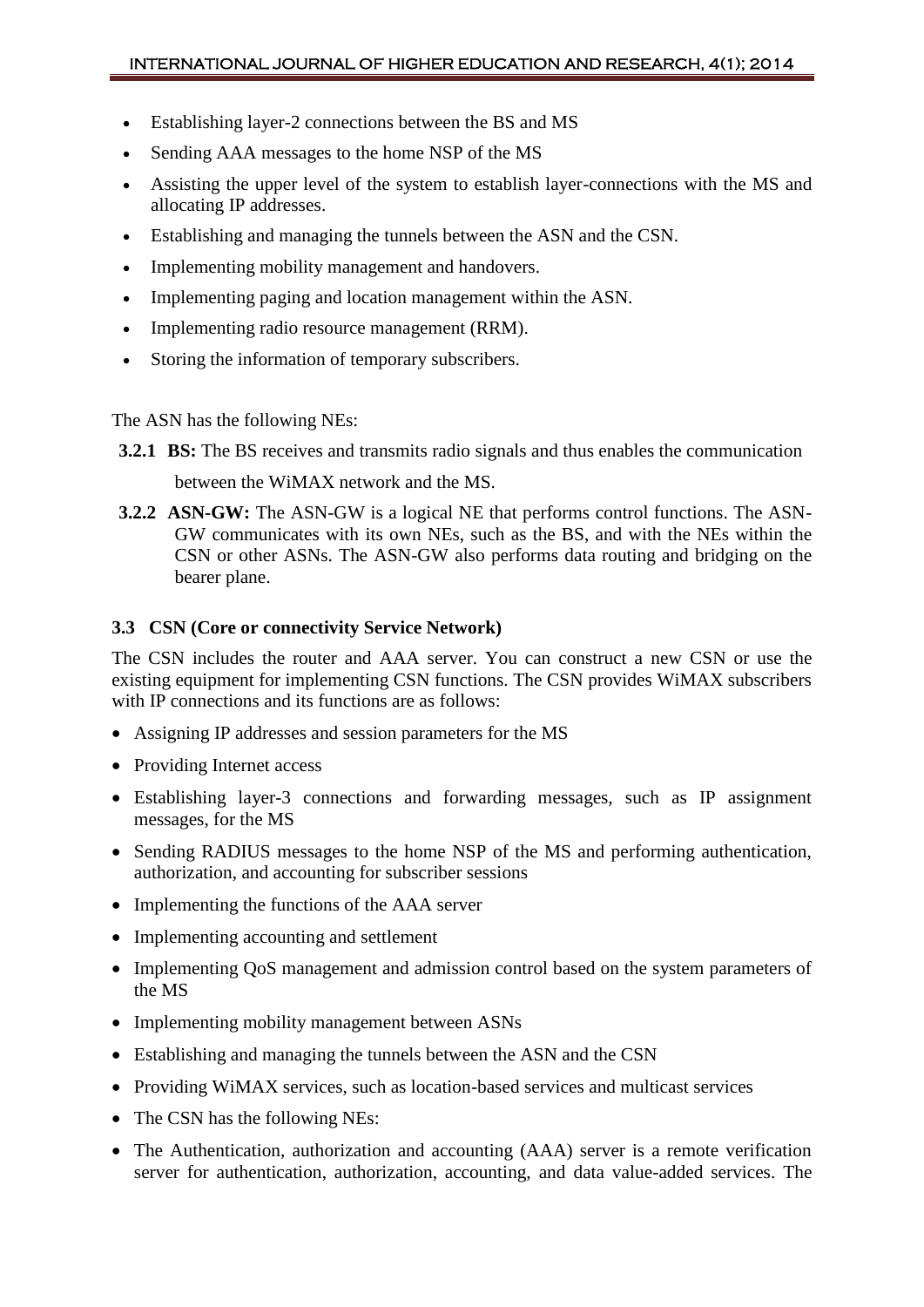- Establishing layer-2 connections between the BS and MS
- Sending AAA messages to the home NSP of the MS
- Assisting the upper level of the system to establish layer-connections with the MS and allocating IP addresses.
- Establishing and managing the tunnels between the ASN and the CSN.
- Implementing mobility management and handovers.
- Implementing paging and location management within the ASN.
- Implementing radio resource management (RRM).
- Storing the information of temporary subscribers.

The ASN has the following NEs:

**3.2.1 BS:** The BS receives and transmits radio signals and thus enables the communication between the WiMAX network and the MS.

**3.2.2 ASN-GW:** The ASN-GW is a logical NE that performs control functions. The ASN-GW communicates with its own NEs, such as the BS, and with the NEs within the CSN or other ASNs. The ASN-GW also performs data routing and bridging on the bearer plane.

### 3.3 CSN (Core or connectivity Service Network)

The CSN includes the router and AAA server. You can construct a new CSN or use the existing equipment for implementing CSN functions. The CSN provides WiMAX subscribers with IP connections and its functions are as follows:

- Assigning IP addresses and session parameters for the MS
- Providing Internet access
- Establishing layer-3 connections and forwarding messages, such as IP assignment messages, for the MS
- Sending RADIUS messages to the home NSP of the MS and performing authentication, authorization, and accounting for subscriber sessions
- Implementing the functions of the AAA server
- Implementing accounting and settlement
- Implementing QoS management and admission control based on the system parameters of the MS
- Implementing mobility management between ASNs
- Establishing and managing the tunnels between the ASN and the CSN
- Providing WiMAX services, such as location-based services and multicast services
- The CSN has the following NEs:
- The Authentication, authorization and accounting (AAA) server is a remote verification server for authentication, authorization, accounting, and data value-added services. The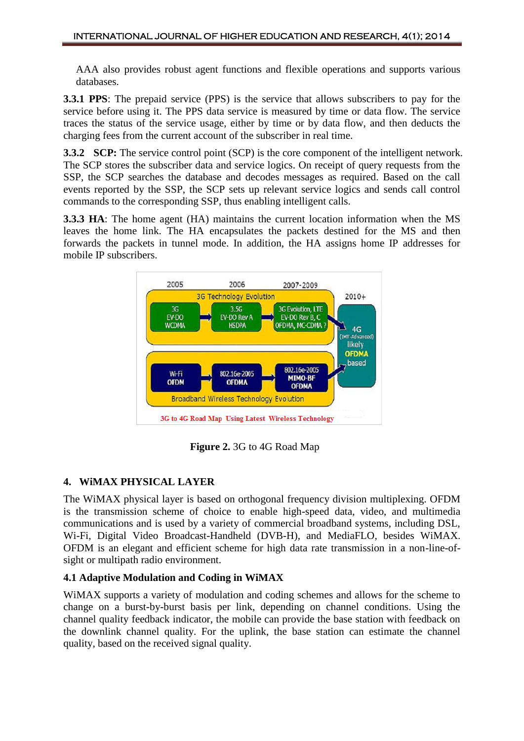AAA also provides robust agent functions and flexible operations and supports various databases.

**3.3.1 PPS**: The prepaid service (PPS) is the service that allows subscribers to pay for the service before using it. The PPS data service is measured by time or data flow. The service traces the status of the service usage, either by time or by data flow, and then deducts the charging fees from the current account of the subscriber in real time.

**3.3.2 SCP:** The service control point (SCP) is the core component of the intelligent network. The SCP stores the subscriber data and service logics. On receipt of query requests from the SSP, the SCP searches the database and decodes messages as required. Based on the call events reported by the SSP, the SCP sets up relevant service logics and sends call control commands to the corresponding SSP, thus enabling intelligent calls.

**3.3.3 HA**: The home agent (HA) maintains the current location information when the MS leaves the home link. The HA encapsulates the packets destined for the MS and then forwards the packets in tunnel mode. In addition, the HA assigns home IP addresses for mobile IP subscribers.

**Figure 2.** 3G to 4G Road Map

## 4. WiMAX PHYSICAL LAYER

The WiMAX physical layer is based on orthogonal frequency division multiplexing. OFDM is the transmission scheme of choice to enable high-speed data, video, and multimedia communications and is used by a variety of commercial broadband systems, including DSL, Wi-Fi, Digital Video Broadcast-Handheld (DVB-H), and MediaFLO, besides WiMAX. OFDM is an elegant and efficient scheme for high data rate transmission in a non-line-of-sight or multipath radio environment.

### 4.1 Adaptive Modulation and Coding in WiMAX

WiMAX supports a variety of modulation and coding schemes and allows for the scheme to change on a burst-by-burst basis per link, depending on channel conditions. Using the channel quality feedback indicator, the mobile can provide the base station with feedback on the downlink channel quality. For the uplink, the base station can estimate the channel quality, based on the received signal quality.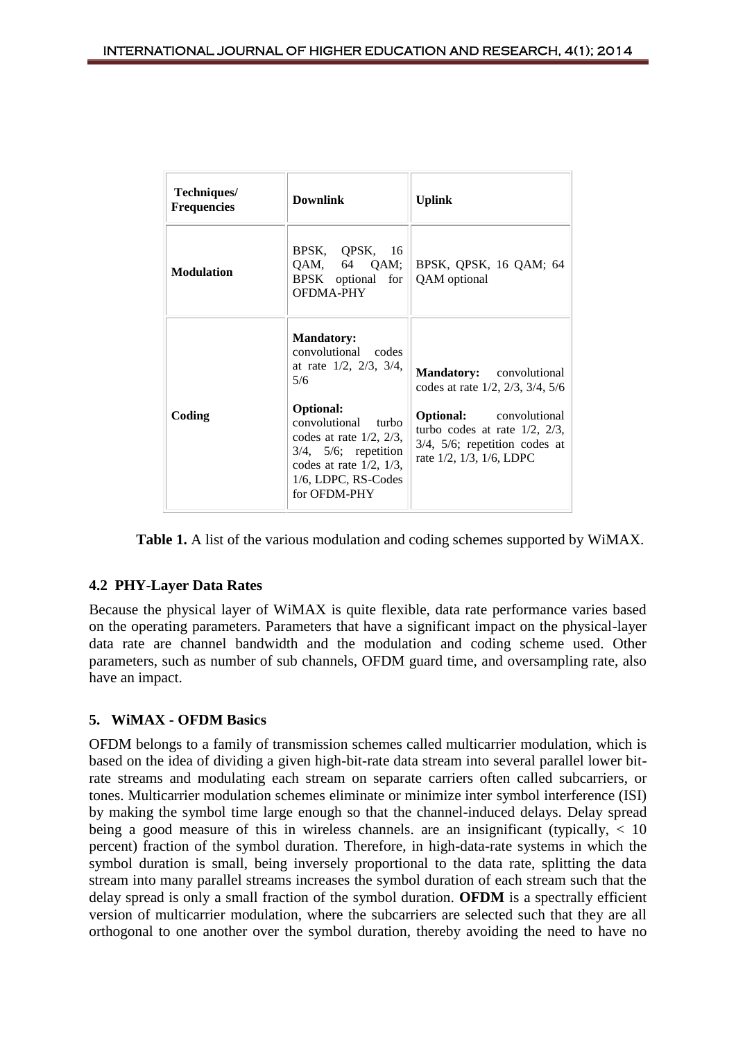| Techniques/ Frequencies | Downlink | Uplink |
|---|---|---|
| **Modulation** | BPSK, QPSK, 16 QAM, 64 QAM; BPSK optional for OFDMA-PHY | BPSK, QPSK, 16 QAM; 64 QAM optional |
| **Coding** | **Mandatory:** convolutional codes at rate 1/2, 2/3, 3/4, 5/6<br><br>**Optional:** convolutional turbo codes at rate 1/2, 2/3, 3/4, 5/6; repetition codes at rate 1/2, 1/3, 1/6, LDPC, RS-Codes for OFDM-PHY | **Mandatory:** convolutional codes at rate 1/2, 2/3, 3/4, 5/6<br><br>**Optional:** convolutional turbo codes at rate 1/2, 2/3, 3/4, 5/6; repetition codes at rate 1/2, 1/3, 1/6, LDPC |

**Table 1.** A list of the various modulation and coding schemes supported by WiMAX.

### 4.2 PHY-Layer Data Rates

Because the physical layer of WiMAX is quite flexible, data rate performance varies based on the operating parameters. Parameters that have a significant impact on the physical-layer data rate are channel bandwidth and the modulation and coding scheme used. Other parameters, such as number of sub channels, OFDM guard time, and oversampling rate, also have an impact.

## 5. WiMAX - OFDM Basics

OFDM belongs to a family of transmission schemes called multicarrier modulation, which is based on the idea of dividing a given high-bit-rate data stream into several parallel lower bit-rate streams and modulating each stream on separate carriers often called subcarriers, or tones. Multicarrier modulation schemes eliminate or minimize inter symbol interference (ISI) by making the symbol time large enough so that the channel-induced delays. Delay spread being a good measure of this in wireless channels. are an insignificant (typically, < 10 percent) fraction of the symbol duration. Therefore, in high-data-rate systems in which the symbol duration is small, being inversely proportional to the data rate, splitting the data stream into many parallel streams increases the symbol duration of each stream such that the delay spread is only a small fraction of the symbol duration. **OFDM** is a spectrally efficient version of multicarrier modulation, where the subcarriers are selected such that they are all orthogonal to one another over the symbol duration, thereby avoiding the need to have no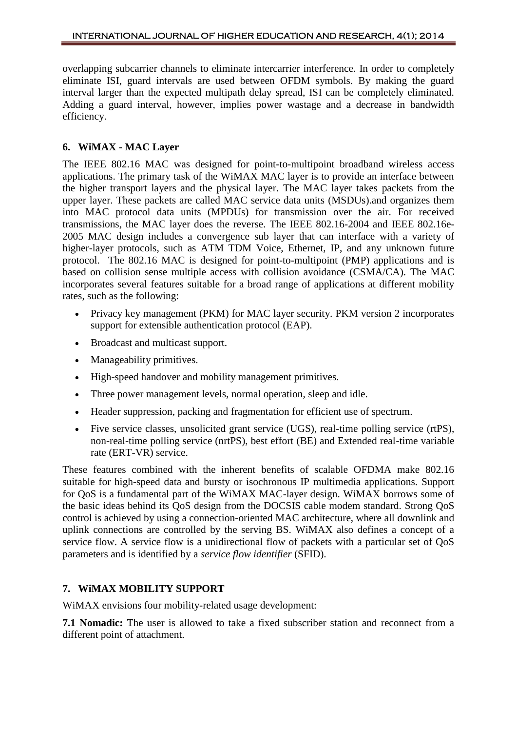overlapping subcarrier channels to eliminate intercarrier interference. In order to completely eliminate ISI, guard intervals are used between OFDM symbols. By making the guard interval larger than the expected multipath delay spread, ISI can be completely eliminated. Adding a guard interval, however, implies power wastage and a decrease in bandwidth efficiency.

## 6. WiMAX - MAC Layer

The IEEE 802.16 MAC was designed for point-to-multipoint broadband wireless access applications. The primary task of the WiMAX MAC layer is to provide an interface between the higher transport layers and the physical layer. The MAC layer takes packets from the upper layer. These packets are called MAC service data units (MSDUs).and organizes them into MAC protocol data units (MPDUs) for transmission over the air. For received transmissions, the MAC layer does the reverse. The IEEE 802.16-2004 and IEEE 802.16e-2005 MAC design includes a convergence sub layer that can interface with a variety of higher-layer protocols, such as ATM TDM Voice, Ethernet, IP, and any unknown future protocol. The 802.16 MAC is designed for point-to-multipoint (PMP) applications and is based on collision sense multiple access with collision avoidance (CSMA/CA). The MAC incorporates several features suitable for a broad range of applications at different mobility rates, such as the following:

- Privacy key management (PKM) for MAC layer security. PKM version 2 incorporates support for extensible authentication protocol (EAP).
- Broadcast and multicast support.
- Manageability primitives.
- High-speed handover and mobility management primitives.
- Three power management levels, normal operation, sleep and idle.
- Header suppression, packing and fragmentation for efficient use of spectrum.
- Five service classes, unsolicited grant service (UGS), real-time polling service (rtPS), non-real-time polling service (nrtPS), best effort (BE) and Extended real-time variable rate (ERT-VR) service.

These features combined with the inherent benefits of scalable OFDMA make 802.16 suitable for high-speed data and bursty or isochronous IP multimedia applications. Support for QoS is a fundamental part of the WiMAX MAC-layer design. WiMAX borrows some of the basic ideas behind its QoS design from the DOCSIS cable modem standard. Strong QoS control is achieved by using a connection-oriented MAC architecture, where all downlink and uplink connections are controlled by the serving BS. WiMAX also defines a concept of a service flow. A service flow is a unidirectional flow of packets with a particular set of QoS parameters and is identified by a *service flow identifier* (SFID).

## 7. WiMAX MOBILITY SUPPORT

WiMAX envisions four mobility-related usage development:

**7.1 Nomadic:** The user is allowed to take a fixed subscriber station and reconnect from a different point of attachment.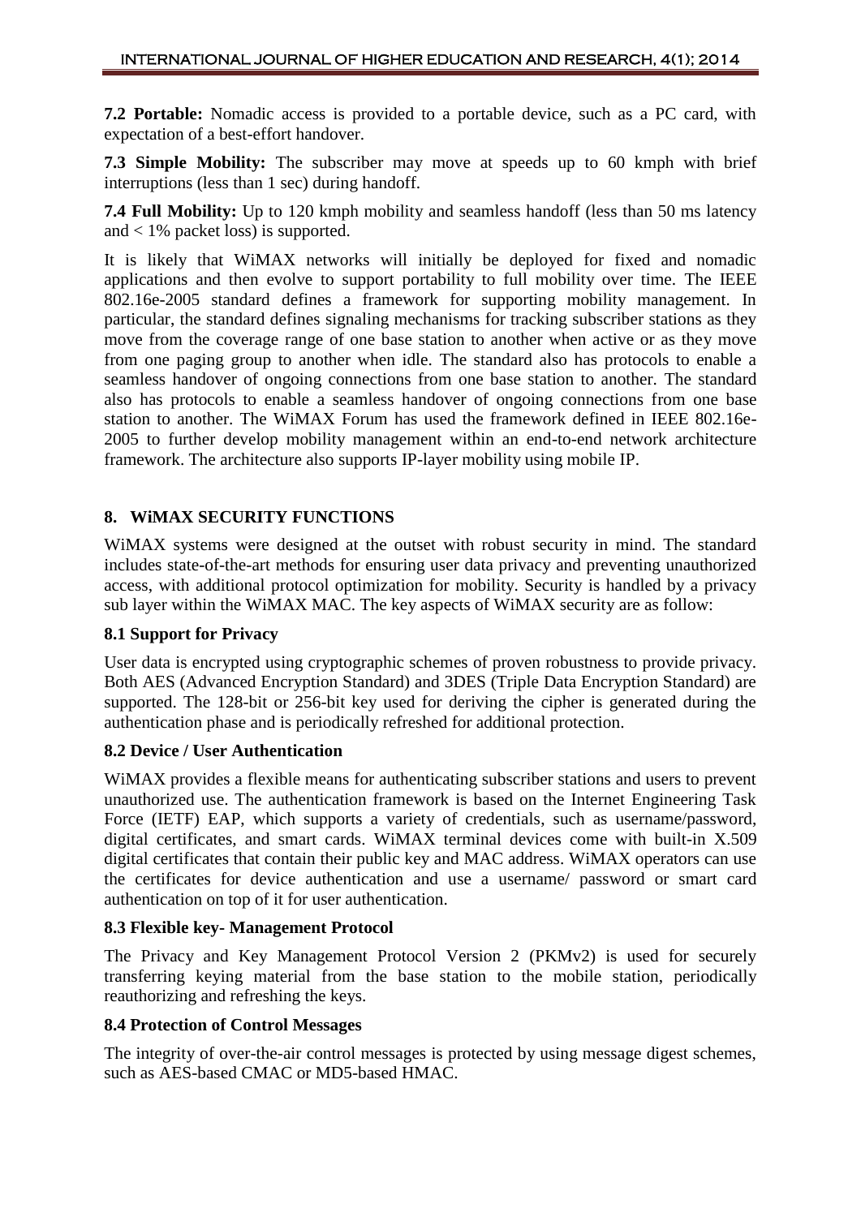**7.2 Portable:** Nomadic access is provided to a portable device, such as a PC card, with expectation of a best-effort handover.

**7.3 Simple Mobility:** The subscriber may move at speeds up to 60 kmph with brief interruptions (less than 1 sec) during handoff.

**7.4 Full Mobility:** Up to 120 kmph mobility and seamless handoff (less than 50 ms latency and < 1% packet loss) is supported.

It is likely that WiMAX networks will initially be deployed for fixed and nomadic applications and then evolve to support portability to full mobility over time. The IEEE 802.16e-2005 standard defines a framework for supporting mobility management. In particular, the standard defines signaling mechanisms for tracking subscriber stations as they move from the coverage range of one base station to another when active or as they move from one paging group to another when idle. The standard also has protocols to enable a seamless handover of ongoing connections from one base station to another. The standard also has protocols to enable a seamless handover of ongoing connections from one base station to another. The WiMAX Forum has used the framework defined in IEEE 802.16e-2005 to further develop mobility management within an end-to-end network architecture framework. The architecture also supports IP-layer mobility using mobile IP.

## 8. WiMAX SECURITY FUNCTIONS

WiMAX systems were designed at the outset with robust security in mind. The standard includes state-of-the-art methods for ensuring user data privacy and preventing unauthorized access, with additional protocol optimization for mobility. Security is handled by a privacy sub layer within the WiMAX MAC. The key aspects of WiMAX security are as follow:

### 8.1 Support for Privacy

User data is encrypted using cryptographic schemes of proven robustness to provide privacy. Both AES (Advanced Encryption Standard) and 3DES (Triple Data Encryption Standard) are supported. The 128-bit or 256-bit key used for deriving the cipher is generated during the authentication phase and is periodically refreshed for additional protection.

### 8.2 Device / User Authentication

WiMAX provides a flexible means for authenticating subscriber stations and users to prevent unauthorized use. The authentication framework is based on the Internet Engineering Task Force (IETF) EAP, which supports a variety of credentials, such as username/password, digital certificates, and smart cards. WiMAX terminal devices come with built-in X.509 digital certificates that contain their public key and MAC address. WiMAX operators can use the certificates for device authentication and use a username/ password or smart card authentication on top of it for user authentication.

### 8.3 Flexible key- Management Protocol

The Privacy and Key Management Protocol Version 2 (PKMv2) is used for securely transferring keying material from the base station to the mobile station, periodically reauthorizing and refreshing the keys.

### 8.4 Protection of Control Messages

The integrity of over-the-air control messages is protected by using message digest schemes, such as AES-based CMAC or MD5-based HMAC.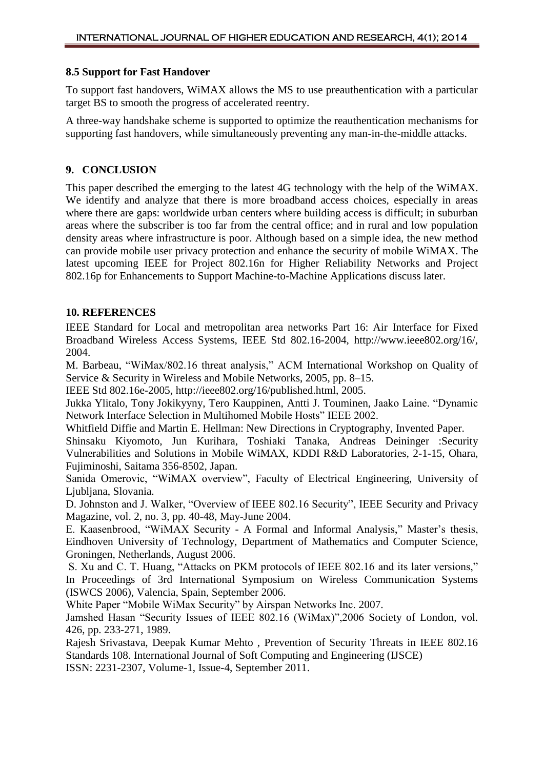### 8.5 Support for Fast Handover

To support fast handovers, WiMAX allows the MS to use preauthentication with a particular target BS to smooth the progress of accelerated reentry.

A three-way handshake scheme is supported to optimize the reauthentication mechanisms for supporting fast handovers, while simultaneously preventing any man-in-the-middle attacks.

## 9. CONCLUSION

This paper described the emerging to the latest 4G technology with the help of the WiMAX. We identify and analyze that there is more broadband access choices, especially in areas where there are gaps: worldwide urban centers where building access is difficult; in suburban areas where the subscriber is too far from the central office; and in rural and low population density areas where infrastructure is poor. Although based on a simple idea, the new method can provide mobile user privacy protection and enhance the security of mobile WiMAX. The latest upcoming IEEE for Project 802.16n for Higher Reliability Networks and Project 802.16p for Enhancements to Support Machine-to-Machine Applications discuss later.

## 10. REFERENCES

IEEE Standard for Local and metropolitan area networks Part 16: Air Interface for Fixed Broadband Wireless Access Systems, IEEE Std 802.16-2004, http://www.ieee802.org/16/, 2004.

M. Barbeau, "WiMax/802.16 threat analysis," ACM International Workshop on Quality of Service & Security in Wireless and Mobile Networks, 2005, pp. 8–15.

IEEE Std 802.16e-2005, http://ieee802.org/16/published.html, 2005.

Jukka Ylitalo, Tony Jokikyyny, Tero Kauppinen, Antti J. Touminen, Jaako Laine. "Dynamic Network Interface Selection in Multihomed Mobile Hosts" IEEE 2002.

Whitfield Diffie and Martin E. Hellman: New Directions in Cryptography, Invented Paper.

Shinsaku Kiyomoto, Jun Kurihara, Toshiaki Tanaka, Andreas Deininger :Security Vulnerabilities and Solutions in Mobile WiMAX, KDDI R&D Laboratories, 2-1-15, Ohara, Fujiminoshi, Saitama 356-8502, Japan.

Sanida Omerovic, "WiMAX overview", Faculty of Electrical Engineering, University of Ljubljana, Slovania.

D. Johnston and J. Walker, "Overview of IEEE 802.16 Security", IEEE Security and Privacy Magazine, vol. 2, no. 3, pp. 40-48, May-June 2004.

E. Kaasenbrood, "WiMAX Security - A Formal and Informal Analysis," Master's thesis, Eindhoven University of Technology, Department of Mathematics and Computer Science, Groningen, Netherlands, August 2006.

S. Xu and C. T. Huang, "Attacks on PKM protocols of IEEE 802.16 and its later versions," In Proceedings of 3rd International Symposium on Wireless Communication Systems (ISWCS 2006), Valencia, Spain, September 2006.

White Paper "Mobile WiMax Security" by Airspan Networks Inc. 2007.

Jamshed Hasan "Security Issues of IEEE 802.16 (WiMax)",2006 Society of London, vol. 426, pp. 233-271, 1989.

Rajesh Srivastava, Deepak Kumar Mehto , Prevention of Security Threats in IEEE 802.16 Standards 108. International Journal of Soft Computing and Engineering (IJSCE) ISSN: 2231-2307, Volume-1, Issue-4, September 2011.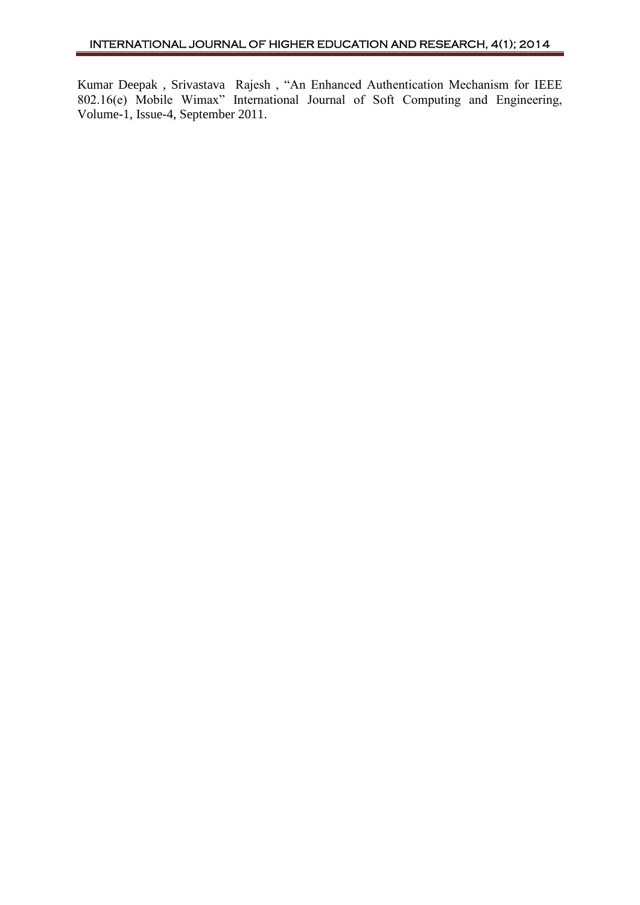Kumar Deepak , Srivastava Rajesh , “An Enhanced Authentication Mechanism for IEEE 802.16(e) Mobile Wimax” International Journal of Soft Computing and Engineering, Volume-1, Issue-4, September 2011.